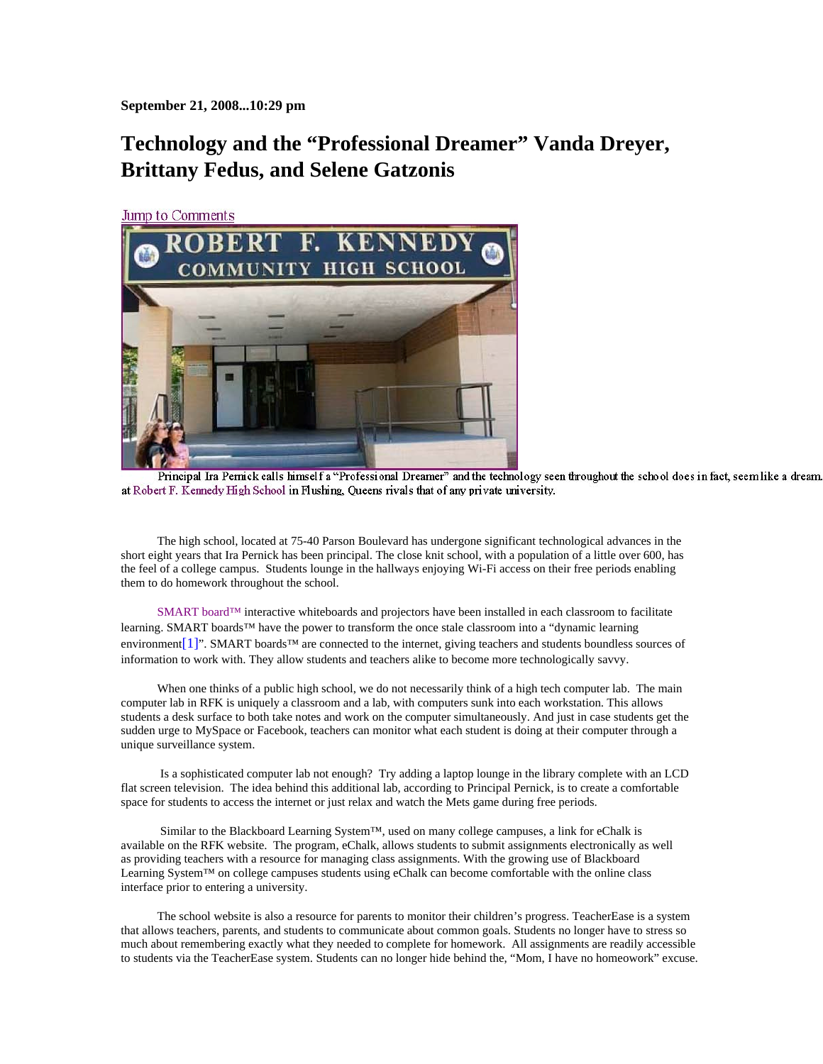**September 21, 2008...10:29 pm**

# Technology and the "Professional Dreamer" Vanda Dreyer, Brittany Fedus, and Selene Gatzonis

Jump to Comments

Principal Ira Pernick calls himself a "Professional Dreamer" and the technology seen throughout the school does in fact, seem like a dream. at Robert F. Kennedy High School in Flushing, Queens rivals that of any private university.

The high school, located at 75-40 Parson Boulevard has undergone significant technological advances in the short eight years that Ira Pernick has been principal. The close knit school, with a population of a little over 600, has the feel of a college campus. Students lounge in the hallways enjoying Wi-Fi access on their free periods enabling them to do homework throughout the school.

SMART board™ interactive whiteboards and projectors have been installed in each classroom to facilitate learning. SMART boards™ have the power to transform the once stale classroom into a "dynamic learning environment[1]". SMART boards™ are connected to the internet, giving teachers and students boundless sources of information to work with. They allow students and teachers alike to become more technologically savvy.

When one thinks of a public high school, we do not necessarily think of a high tech computer lab. The main computer lab in RFK is uniquely a classroom and a lab, with computers sunk into each workstation. This allows students a desk surface to both take notes and work on the computer simultaneously. And just in case students get the sudden urge to MySpace or Facebook, teachers can monitor what each student is doing at their computer through a unique surveillance system.

Is a sophisticated computer lab not enough? Try adding a laptop lounge in the library complete with an LCD flat screen television. The idea behind this additional lab, according to Principal Pernick, is to create a comfortable space for students to access the internet or just relax and watch the Mets game during free periods.

Similar to the Blackboard Learning System™, used on many college campuses, a link for eChalk is available on the RFK website. The program, eChalk, allows students to submit assignments electronically as well as providing teachers with a resource for managing class assignments. With the growing use of Blackboard Learning System™ on college campuses students using eChalk can become comfortable with the online class interface prior to entering a university.

The school website is also a resource for parents to monitor their children's progress. TeacherEase is a system that allows teachers, parents, and students to communicate about common goals. Students no longer have to stress so much about remembering exactly what they needed to complete for homework. All assignments are readily accessible to students via the TeacherEase system. Students can no longer hide behind the, "Mom, I have no homeowork" excuse.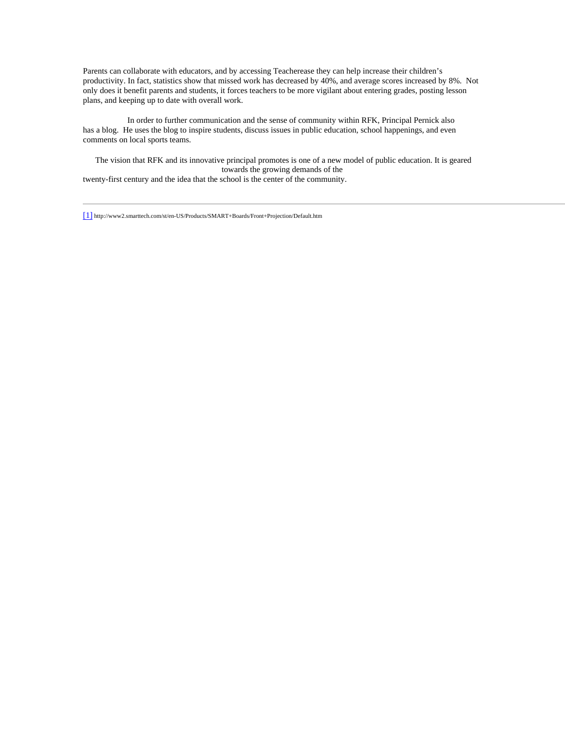Parents can collaborate with educators, and by accessing Teacherease they can help increase their children's productivity. In fact, statistics show that missed work has decreased by 40%, and average scores increased by 8%. Not only does it benefit parents and students, it forces teachers to be more vigilant about entering grades, posting lesson plans, and keeping up to date with overall work.

In order to further communication and the sense of community within RFK, Principal Pernick also has a blog. He uses the blog to inspire students, discuss issues in public education, school happenings, and even comments on local sports teams.

The vision that RFK and its innovative principal promotes is one of a new model of public education. It is geared towards the growing demands of the twenty-first century and the idea that the school is the center of the community.

---

[1] http://www2.smarttech.com/st/en-US/Products/SMART+Boards/Front+Projection/Default.htm